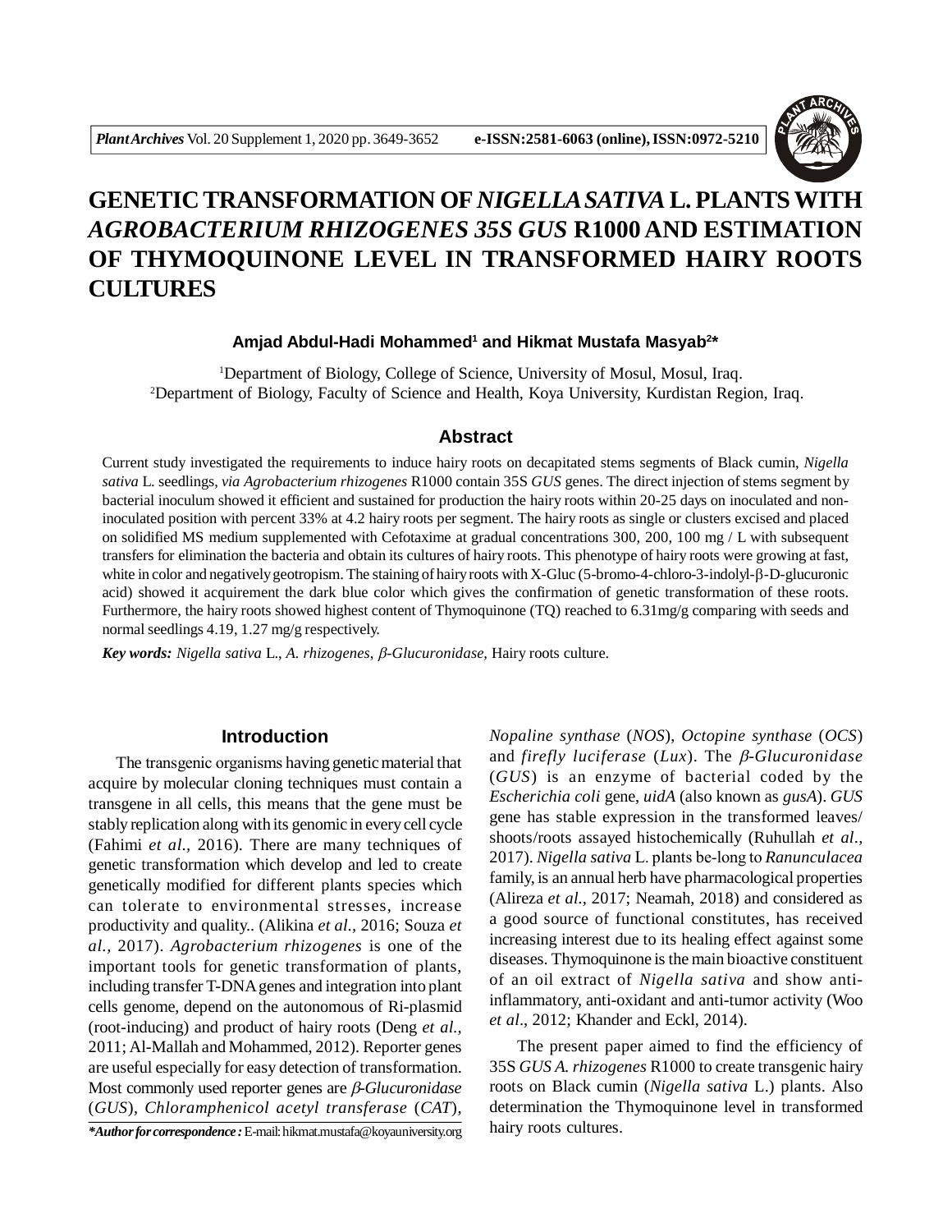# GENETIC TRANSFORMATION OF *NIGELLA SATIVA* L. PLANTS WITH *AGROBACTERIUM RHIZOGENES 35S GUS* R1000 AND ESTIMATION OF THYMOQUINONE LEVEL IN TRANSFORMED HAIRY ROOTS CULTURES

**Amjad Abdul-Hadi Mohammed[1] and Hikmat Mustafa Masyab[2]***

[1]Department of Biology, College of Science, University of Mosul, Mosul, Iraq.
[2]Department of Biology, Faculty of Science and Health, Koya University, Kurdistan Region, Iraq.

## Abstract

Current study investigated the requirements to induce hairy roots on decapitated stems segments of Black cumin, *Nigella sativa* L. seedlings, *via Agrobacterium rhizogenes* R1000 contain 35S *GUS* genes. The direct injection of stems segment by bacterial inoculum showed it efficient and sustained for production the hairy roots within 20-25 days on inoculated and non-inoculated position with percent 33% at 4.2 hairy roots per segment. The hairy roots as single or clusters excised and placed on solidified MS medium supplemented with Cefotaxime at gradual concentrations 300, 200, 100 mg / L with subsequent transfers for elimination the bacteria and obtain its cultures of hairy roots. This phenotype of hairy roots were growing at fast, white in color and negatively geotropism. The staining of hairy roots with X-Gluc (5-bromo-4-chloro-3-indolyl-β-D-glucuronic acid) showed it acquirement the dark blue color which gives the confirmation of genetic transformation of these roots. Furthermore, the hairy roots showed highest content of Thymoquinone (TQ) reached to 6.31mg/g comparing with seeds and normal seedlings 4.19, 1.27 mg/g respectively.

***Key words:*** *Nigella sativa* L., *A. rhizogenes*, *β-Glucuronidase,* Hairy roots culture.

## Introduction

The transgenic organisms having genetic material that acquire by molecular cloning techniques must contain a transgene in all cells, this means that the gene must be stably replication along with its genomic in every cell cycle (Fahimi *et al*., 2016). There are many techniques of genetic transformation which develop and led to create genetically modified for different plants species which can tolerate to environmental stresses, increase productivity and quality.. (Alikina *et al*., 2016; Souza *et al.,* 2017). *Agrobacterium rhizogenes* is one of the important tools for genetic transformation of plants, including transfer T-DNA genes and integration into plant cells genome, depend on the autonomous of Ri-plasmid (root-inducing) and product of hairy roots (Deng *et al*., 2011; Al-Mallah and Mohammed, 2012). Reporter genes are useful especially for easy detection of transformation. Most commonly used reporter genes are *β-Glucuronidase* (*GUS*), *Chloramphenicol acetyl transferase* (*CAT*), *Nopaline synthase* (*NOS*), *Octopine synthase* (*OCS*) and *firefly luciferase* (*Lux*). The *β-Glucuronidase* (*GUS*) is an enzyme of bacterial coded by the *Escherichia coli* gene, *uidA* (also known as *gusA*). *GUS* gene has stable expression in the transformed leaves/ shoots/roots assayed histochemically (Ruhullah *et al*., 2017). *Nigella sativa* L. plants be-long to *Ranunculacea* family, is an annual herb have pharmacological properties (Alireza *et al.,* 2017; Neamah, 2018) and considered as a good source of functional constitutes, has received increasing interest due to its healing effect against some diseases. Thymoquinone is the main bioactive constituent of an oil extract of *Nigella sativa* and show anti-inflammatory, anti-oxidant and anti-tumor activity (Woo *et al*., 2012; Khander and Eckl, 2014).

The present paper aimed to find the efficiency of 35S *GUS A. rhizogenes* R1000 to create transgenic hairy roots on Black cumin (*Nigella sativa* L.) plants. Also determination the Thymoquinone level in transformed hairy roots cultures.

***Author for correspondence :** E-mail: hikmat.mustafa@koyauniversity.org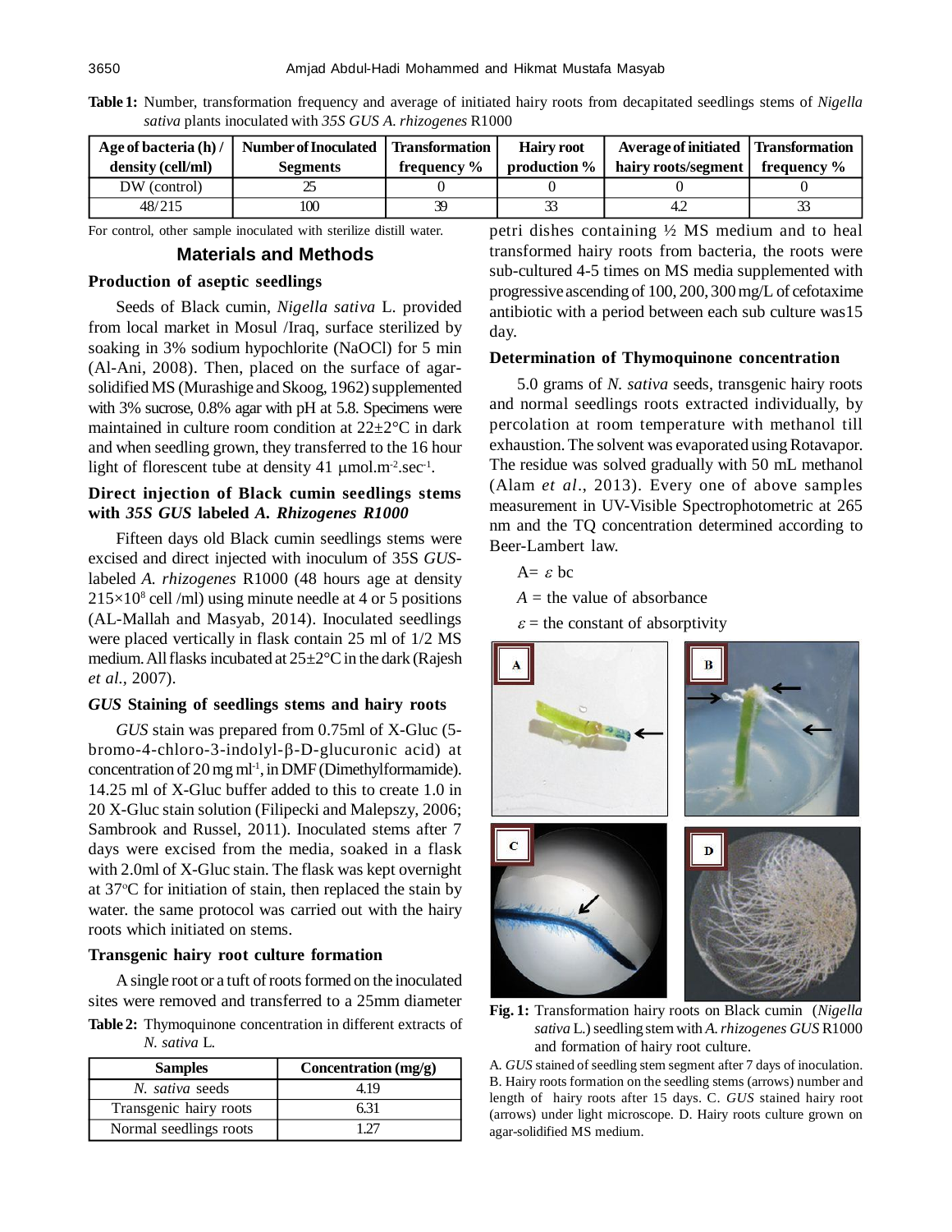**Table 1:** Number, transformation frequency and average of initiated hairy roots from decapitated seedlings stems of *Nigella sativa* plants inoculated with *35S GUS A. rhizogenes* R1000

| Age of bacteria (h) / density (cell/ml) | Number of Inoculated Segments | Transformation frequency % | Hairy root production % | Average of initiated hairy roots/segment | Transformation frequency % |
|---|---|---|---|---|---|
| DW (control) | 25 | 0 | 0 | 0 | 0 |
| 48/215 | 100 | 39 | 33 | 4.2 | 33 |

For control, other sample inoculated with sterilize distill water.

## Materials and Methods

### Production of aseptic seedlings

Seeds of Black cumin, *Nigella sativa* L. provided from local market in Mosul /Iraq, surface sterilized by soaking in 3% sodium hypochlorite (NaOCl) for 5 min (Al-Ani, 2008). Then, placed on the surface of agar-solidified MS (Murashige and Skoog, 1962) supplemented with 3% sucrose, 0.8% agar with pH at 5.8. Specimens were maintained in culture room condition at 22±2°C in dark and when seedling grown, they transferred to the 16 hour light of florescent tube at density 41 $\mu$mol.m$^{-2}$.sec$^{-1}$.

### Direct injection of Black cumin seedlings stems with *35S GUS* labeled *A. Rhizogenes R1000*

Fifteen days old Black cumin seedlings stems were excised and direct injected with inoculum of 35S *GUS*-labeled *A. rhizogenes* R1000 (48 hours age at density $215\times10^{8}$ cell /ml) using minute needle at 4 or 5 positions (AL-Mallah and Masyab, 2014). Inoculated seedlings were placed vertically in flask contain 25 ml of 1/2 MS medium. All flasks incubated at 25±2°C in the dark (Rajesh *et al.*, 2007).

### *GUS* Staining of seedlings stems and hairy roots

*GUS* stain was prepared from 0.75ml of X-Gluc (5-bromo-4-chloro-3-indolyl-β-D-glucuronic acid) at concentration of 20 mg ml$^{-1}$, in DMF (Dimethylformamide). 14.25 ml of X-Gluc buffer added to this to create 1.0 in 20 X-Gluc stain solution (Filipecki and Malepszy, 2006; Sambrook and Russel, 2011). Inoculated stems after 7 days were excised from the media, soaked in a flask with 2.0ml of X-Gluc stain. The flask was kept overnight at 37°C for initiation of stain, then replaced the stain by water. the same protocol was carried out with the hairy roots which initiated on stems.

### Transgenic hairy root culture formation

A single root or a tuft of roots formed on the inoculated sites were removed and transferred to a 25mm diameter petri dishes containing ½ MS medium and to heal transformed hairy roots from bacteria, the roots were sub-cultured 4-5 times on MS media supplemented with progressive ascending of 100, 200, 300 mg/L of cefotaxime antibiotic with a period between each sub culture was15 day.

### Determination of Thymoquinone concentration

5.0 grams of *N. sativa* seeds, transgenic hairy roots and normal seedlings roots extracted individually, by percolation at room temperature with methanol till exhaustion. The solvent was evaporated using Rotavapor. The residue was solved gradually with 50 mL methanol (Alam *et al*., 2013). Every one of above samples measurement in UV-Visible Spectrophotometric at 265 nm and the TQ concentration determined according to Beer-Lambert law.

$A = \varepsilon bc$

$A$ = the value of absorbance

$\varepsilon$ = the constant of absorptivity

**Table 2:** Thymoquinone concentration in different extracts of *N. sativa* L.

| Samples | Concentration (mg/g) |
|---|---|
| *N. sativa* seeds | 4.19 |
| Transgenic hairy roots | 6.31 |
| Normal seedlings roots | 1.27 |

**Fig. 1:** Transformation hairy roots on Black cumin (*Nigella sativa* L.) seedling stem with *A. rhizogenes GUS* R1000 and formation of hairy root culture.

A. *GUS* stained of seedling stem segment after 7 days of inoculation. B. Hairy roots formation on the seedling stems (arrows) number and length of hairy roots after 15 days. C. *GUS* stained hairy root (arrows) under light microscope. D. Hairy roots culture grown on agar-solidified MS medium.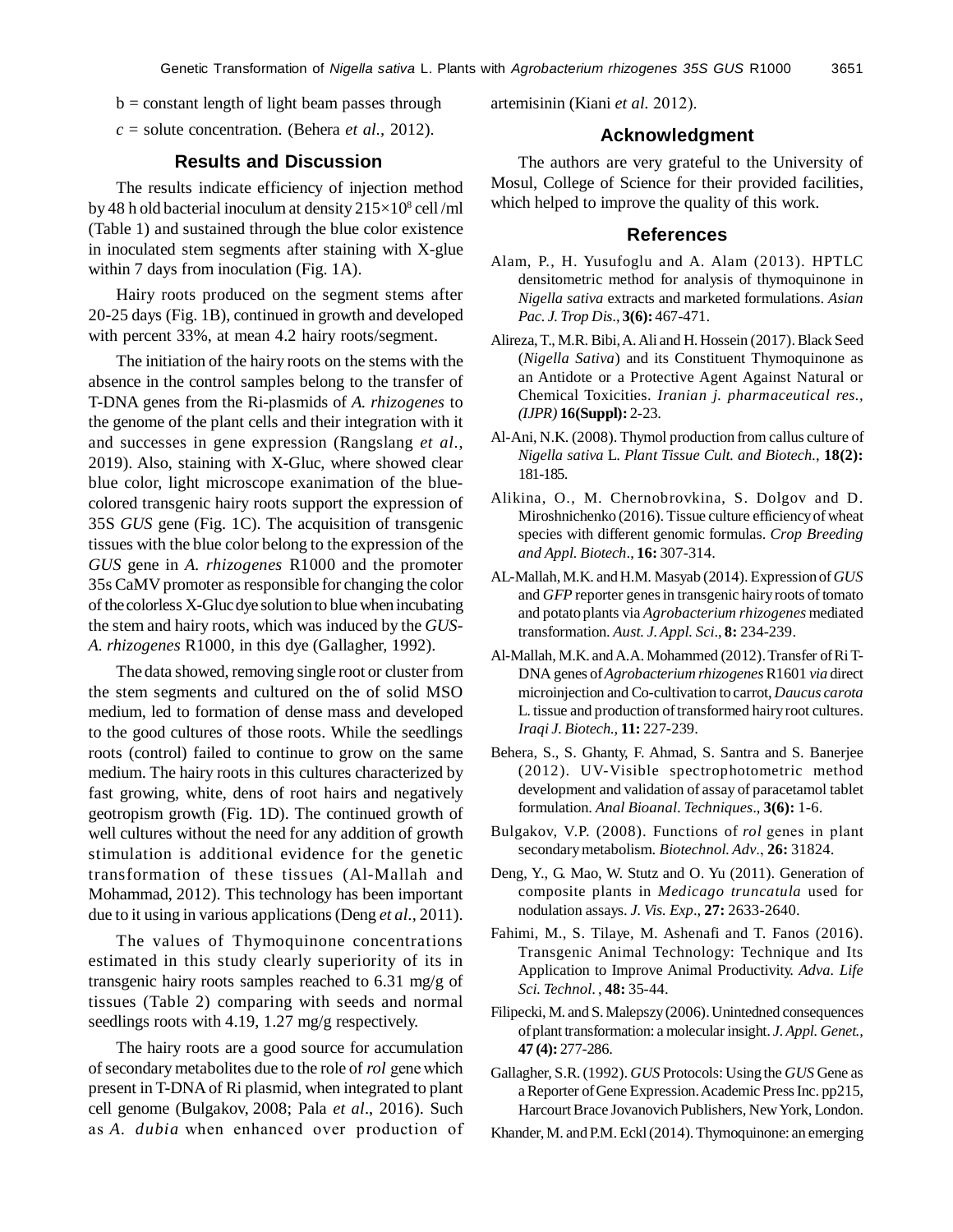b = constant length of light beam passes through

$c$ = solute concentration. (Behera *et al.,* 2012).

## Results and Discussion

The results indicate efficiency of injection method by 48 h old bacterial inoculum at density $215\times10^{8}$ cell /ml (Table 1) and sustained through the blue color existence in inoculated stem segments after staining with X-glue within 7 days from inoculation (Fig. 1A).

Hairy roots produced on the segment stems after 20-25 days (Fig. 1B), continued in growth and developed with percent 33%, at mean 4.2 hairy roots/segment.

The initiation of the hairy roots on the stems with the absence in the control samples belong to the transfer of T-DNA genes from the Ri-plasmids of *A. rhizogenes* to the genome of the plant cells and their integration with it and successes in gene expression (Rangslang *et al*., 2019). Also, staining with X-Gluc, where showed clear blue color, light microscope exanimation of the blue-colored transgenic hairy roots support the expression of 35S *GUS* gene (Fig. 1C). The acquisition of transgenic tissues with the blue color belong to the expression of the *GUS* gene in *A. rhizogenes* R1000 and the promoter 35s CaMV promoter as responsible for changing the color of the colorless X-Gluc dye solution to blue when incubating the stem and hairy roots, which was induced by the *GUS-A. rhizogenes* R1000, in this dye (Gallagher, 1992).

The data showed, removing single root or cluster from the stem segments and cultured on the of solid MSO medium, led to formation of dense mass and developed to the good cultures of those roots. While the seedlings roots (control) failed to continue to grow on the same medium. The hairy roots in this cultures characterized by fast growing, white, dens of root hairs and negatively geotropism growth (Fig. 1D). The continued growth of well cultures without the need for any addition of growth stimulation is additional evidence for the genetic transformation of these tissues (Al-Mallah and Mohammad, 2012). This technology has been important due to it using in various applications (Deng *et al*., 2011).

The values of Thymoquinone concentrations estimated in this study clearly superiority of its in transgenic hairy roots samples reached to 6.31 mg/g of tissues (Table 2) comparing with seeds and normal seedlings roots with 4.19, 1.27 mg/g respectively.

The hairy roots are a good source for accumulation of secondary metabolites due to the role of *rol* gene which present in T-DNA of Ri plasmid, when integrated to plant cell genome (Bulgakov, 2008; Pala *et al*., 2016). Such as *A. dubia* when enhanced over production of artemisinin (Kiani *et al.* 2012).

## Acknowledgment

The authors are very grateful to the University of Mosul, College of Science for their provided facilities, which helped to improve the quality of this work.

## References

Alam, P., H. Yusufoglu and A. Alam (2013). HPTLC densitometric method for analysis of thymoquinone in *Nigella sativa* extracts and marketed formulations. *Asian Pac. J. Trop Dis.*, **3(6):** 467-471.

Alireza, T., M.R. Bibi, A. Ali and H. Hossein (2017). Black Seed (*Nigella Sativa*) and its Constituent Thymoquinone as an Antidote or a Protective Agent Against Natural or Chemical Toxicities. *Iranian j. pharmaceutical res., (IJPR)* **16(Suppl):** 2-23.

Al-Ani, N.K. (2008). Thymol production from callus culture of *Nigella sativa* L. *Plant Tissue Cult. and Biotech.*, **18(2):** 181-185.

Alikina, O., M. Chernobrovkina, S. Dolgov and D. Miroshnichenko (2016). Tissue culture efficiency of wheat species with different genomic formulas. *Crop Breeding and Appl. Biotech*., **16:** 307-314.

AL-Mallah, M.K. and H.M. Masyab (2014). Expression of *GUS* and *GFP* reporter genes in transgenic hairy roots of tomato and potato plants via *Agrobacterium rhizogenes* mediated transformation. *Aust. J. Appl. Sci*., **8:** 234-239.

Al-Mallah, M.K. and A.A. Mohammed (2012). Transfer of Ri T-DNA genes of *Agrobacterium rhizogenes* R1601 *via* direct microinjection and Co-cultivation to carrot, *Daucus carota* L. tissue and production of transformed hairy root cultures. *Iraqi J. Biotech.*, **11:** 227-239.

Behera, S., S. Ghanty, F. Ahmad, S. Santra and S. Banerjee (2012). UV-Visible spectrophotometric method development and validation of assay of paracetamol tablet formulation. *Anal Bioanal. Techniques*., **3(6):** 1-6.

Bulgakov, V.P. (2008). Functions of *rol* genes in plant secondary metabolism. *Biotechnol. Adv*., **26:** 31824.

Deng, Y., G. Mao, W. Stutz and O. Yu (2011). Generation of composite plants in *Medicago truncatula* used for nodulation assays. *J. Vis. Exp*., **27:** 2633-2640.

Fahimi, M., S. Tilaye, M. Ashenafi and T. Fanos (2016). Transgenic Animal Technology: Technique and Its Application to Improve Animal Productivity. *Adva. Life Sci. Technol.* , **48:** 35-44.

Filipecki, M. and S. Malepszy (2006). Unintedned consequences of plant transformation: a molecular insight. *J. Appl. Genet.,* **47 (4):** 277-286.

Gallagher, S.R. (1992). *GUS* Protocols: Using the *GUS* Gene as a Reporter of Gene Expression. Academic Press Inc. pp215, Harcourt Brace Jovanovich Publishers, New York, London.

Khander, M. and P.M. Eckl (2014). Thymoquinone: an emerging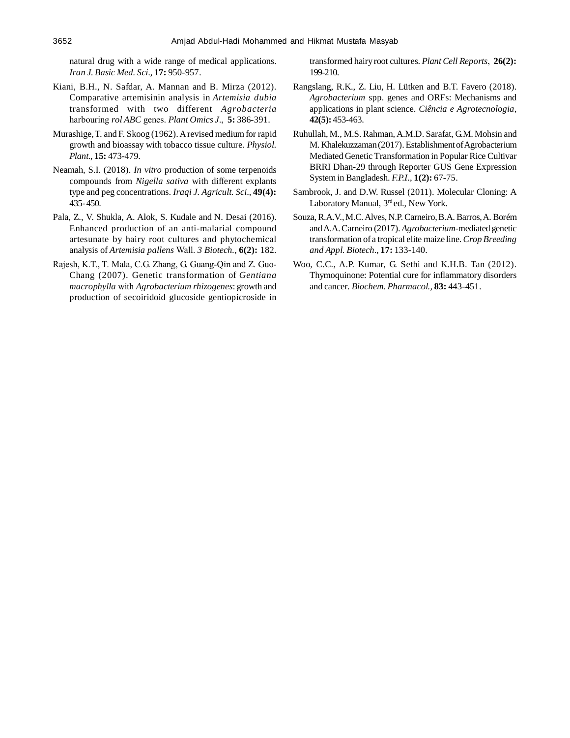natural drug with a wide range of medical applications. *Iran J. Basic Med. Sci*., **17:** 950-957.

Kiani, B.H., N. Safdar, A. Mannan and B. Mirza (2012). Comparative artemisinin analysis in *Artemisia dubia* transformed with two different *Agrobacteria* harbouring *rol ABC* genes. *Plant Omics J*., **5:** 386-391.

Murashige, T. and F. Skoog (1962). A revised medium for rapid growth and bioassay with tobacco tissue culture. *Physiol. Plant*., **15:** 473-479.

Neamah, S.I. (2018). *In vitro* production of some terpenoids compounds from *Nigella sativa* with different explants type and peg concentrations. *Iraqi J. Agricult. Sci*., **49(4):** 435- 450.

Pala, Z., V. Shukla, A. Alok, S. Kudale and N. Desai (2016). Enhanced production of an anti-malarial compound artesunate by hairy root cultures and phytochemical analysis of *Artemisia pallens* Wall. *3 Biotech*., **6(2):** 182.

Rajesh, K.T., T. Mala, C.G. Zhang, G. Guang-Qin and Z. Guo-Chang (2007). Genetic transformation of *Gentiana macrophylla* with *Agrobacterium rhizogenes*: growth and production of secoiridoid glucoside gentiopicroside in transformed hairy root cultures. *Plant Cell Reports*, **26(2):** 199-210.

Rangslang, R.K., Z. Liu, H. Lütken and B.T. Favero (2018). *Agrobacterium* spp. genes and ORFs: Mechanisms and applications in plant science. *Ciência e Agrotecnologia*, **42(5):** 453-463.

Ruhullah, M., M.S. Rahman, A.M.D. Sarafat, G.M. Mohsin and M. Khalekuzzaman (2017). Establishment of Agrobacterium Mediated Genetic Transformation in Popular Rice Cultivar BRRI Dhan-29 through Reporter GUS Gene Expression System in Bangladesh. *F.P.I*., **1(2):** 67-75.

Sambrook, J. and D.W. Russel (2011). Molecular Cloning: A Laboratory Manual, 3rd ed., New York.

Souza, R.A.V., M.C. Alves, N.P. Carneiro, B.A. Barros, A. Borém and A.A. Carneiro (2017). *Agrobacterium*-mediated genetic transformation of a tropical elite maize line. *Crop Breeding and Appl. Biotech*., **17:** 133-140.

Woo, C.C., A.P. Kumar, G. Sethi and K.H.B. Tan (2012). Thymoquinone: Potential cure for inflammatory disorders and cancer. *Biochem. Pharmacol.*, **83:** 443-451.